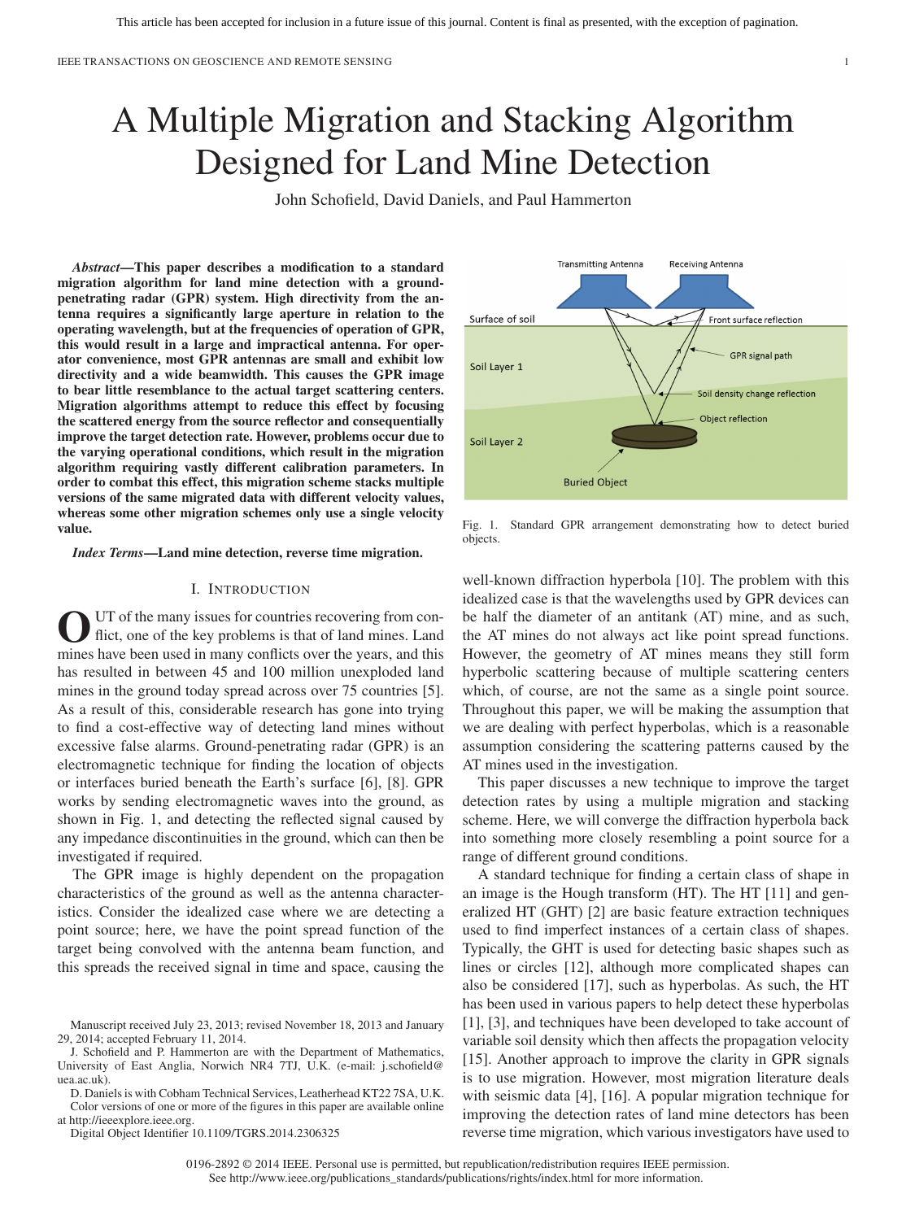# A Multiple Migration and Stacking Algorithm Designed for Land Mine Detection

John Schofield, David Daniels, and Paul Hammerton

***Abstract*—This paper describes a modification to a standard migration algorithm for land mine detection with a ground-penetrating radar (GPR) system. High directivity from the antenna requires a significantly large aperture in relation to the operating wavelength, but at the frequencies of operation of GPR, this would result in a large and impractical antenna. For operator convenience, most GPR antennas are small and exhibit low directivity and a wide beamwidth. This causes the GPR image to bear little resemblance to the actual target scattering centers. Migration algorithms attempt to reduce this effect by focusing the scattered energy from the source reflector and consequentially improve the target detection rate. However, problems occur due to the varying operational conditions, which result in the migration algorithm requiring vastly different calibration parameters. In order to combat this effect, this migration scheme stacks multiple versions of the same migrated data with different velocity values, whereas some other migration schemes only use a single velocity value.**

***Index Terms*—Land mine detection, reverse time migration.**

## I. Introduction

Out of the many issues for countries recovering from conflict, one of the key problems is that of land mines. Land mines have been used in many conflicts over the years, and this has resulted in between 45 and 100 million unexploded land mines in the ground today spread across over 75 countries [5]. As a result of this, considerable research has gone into trying to find a cost-effective way of detecting land mines without excessive false alarms. Ground-penetrating radar (GPR) is an electromagnetic technique for finding the location of objects or interfaces buried beneath the Earth's surface [6], [8]. GPR works by sending electromagnetic waves into the ground, as shown in Fig. 1, and detecting the reflected signal caused by any impedance discontinuities in the ground, which can then be investigated if required.

The GPR image is highly dependent on the propagation characteristics of the ground as well as the antenna characteristics. Consider the idealized case where we are detecting a point source; here, we have the point spread function of the target being convolved with the antenna beam function, and this spreads the received signal in time and space, causing the well-known diffraction hyperbola [10]. The problem with this idealized case is that the wavelengths used by GPR devices can be half the diameter of an antitank (AT) mine, and as such, the AT mines do not always act like point spread functions. However, the geometry of AT mines means they still form hyperbolic scattering because of multiple scattering centers which, of course, are not the same as a single point source. Throughout this paper, we will be making the assumption that we are dealing with perfect hyperbolas, which is a reasonable assumption considering the scattering patterns caused by the AT mines used in the investigation.

Fig. 1. Standard GPR arrangement demonstrating how to detect buried objects.

This paper discusses a new technique to improve the target detection rates by using a multiple migration and stacking scheme. Here, we will converge the diffraction hyperbola back into something more closely resembling a point source for a range of different ground conditions.

A standard technique for finding a certain class of shape in an image is the Hough transform (HT). The HT [11] and generalized HT (GHT) [2] are basic feature extraction techniques used to find imperfect instances of a certain class of shapes. Typically, the GHT is used for detecting basic shapes such as lines or circles [12], although more complicated shapes can also be considered [17], such as hyperbolas. As such, the HT has been used in various papers to help detect these hyperbolas [1], [3], and techniques have been developed to take account of variable soil density which then affects the propagation velocity [15]. Another approach to improve the clarity in GPR signals is to use migration. However, most migration literature deals with seismic data [4], [16]. A popular migration technique for improving the detection rates of land mine detectors has been reverse time migration, which various investigators have used to

---

Manuscript received July 23, 2013; revised November 18, 2013 and January 29, 2014; accepted February 11, 2014.

J. Schofield and P. Hammerton are with the Department of Mathematics, University of East Anglia, Norwich NR4 7TJ, U.K. (e-mail: j.schofield@uea.ac.uk).

D. Daniels is with Cobham Technical Services, Leatherhead KT22 7SA, U.K.

Color versions of one or more of the figures in this paper are available online at http://ieeexplore.ieee.org.

Digital Object Identifier 10.1109/TGRS.2014.2306325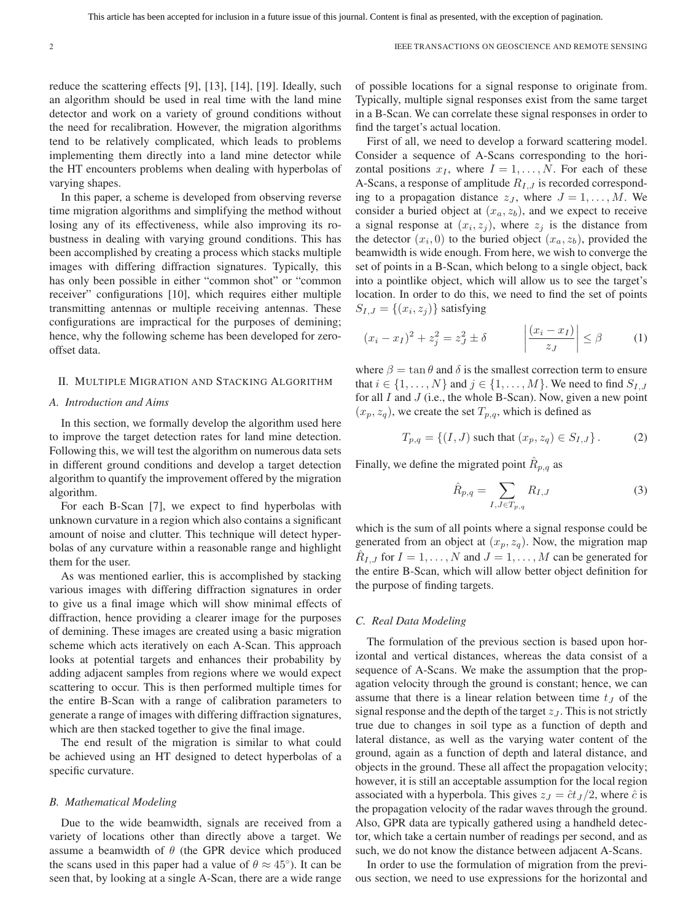reduce the scattering effects [9], [13], [14], [19]. Ideally, such an algorithm should be used in real time with the land mine detector and work on a variety of ground conditions without the need for recalibration. However, the migration algorithms tend to be relatively complicated, which leads to problems implementing them directly into a land mine detector while the HT encounters problems when dealing with hyperbolas of varying shapes.

In this paper, a scheme is developed from observing reverse time migration algorithms and simplifying the method without losing any of its effectiveness, while also improving its robustness in dealing with varying ground conditions. This has been accomplished by creating a process which stacks multiple images with differing diffraction signatures. Typically, this has only been possible in either "common shot" or "common receiver" configurations [10], which requires either multiple transmitting antennas or multiple receiving antennas. These configurations are impractical for the purposes of demining; hence, why the following scheme has been developed for zero-offset data.

## II. Multiple Migration and Stacking Algorithm

### A. Introduction and Aims

In this section, we formally develop the algorithm used here to improve the target detection rates for land mine detection. Following this, we will test the algorithm on numerous data sets in different ground conditions and develop a target detection algorithm to quantify the improvement offered by the migration algorithm.

For each B-Scan [7], we expect to find hyperbolas with unknown curvature in a region which also contains a significant amount of noise and clutter. This technique will detect hyperbolas of any curvature within a reasonable range and highlight them for the user.

As was mentioned earlier, this is accomplished by stacking various images with differing diffraction signatures in order to give us a final image which will show minimal effects of diffraction, hence providing a clearer image for the purposes of demining. These images are created using a basic migration scheme which acts iteratively on each A-Scan. This approach looks at potential targets and enhances their probability by adding adjacent samples from regions where we would expect scattering to occur. This is then performed multiple times for the entire B-Scan with a range of calibration parameters to generate a range of images with differing diffraction signatures, which are then stacked together to give the final image.

The end result of the migration is similar to what could be achieved using an HT designed to detect hyperbolas of a specific curvature.

### B. Mathematical Modeling

Due to the wide beamwidth, signals are received from a variety of locations other than directly above a target. We assume a beamwidth of $\theta$ (the GPR device which produced the scans used in this paper had a value of $\theta \approx 45^{\circ}$). It can be seen that, by looking at a single A-Scan, there are a wide range of possible locations for a signal response to originate from. Typically, multiple signal responses exist from the same target in a B-Scan. We can correlate these signal responses in order to find the target's actual location.

First of all, we need to develop a forward scattering model. Consider a sequence of A-Scans corresponding to the horizontal positions $x_I$, where $I = 1, \ldots, N$. For each of these A-Scans, a response of amplitude $R_{I,J}$ is recorded corresponding to a propagation distance $z_J$, where $J = 1, \ldots, M$. We consider a buried object at $(x_a, z_b)$, and we expect to receive a signal response at $(x_i, z_j)$, where $z_j$ is the distance from the detector $(x_i, 0)$ to the buried object $(x_a, z_b)$, provided the beamwidth is wide enough. From here, we wish to converge the set of points in a B-Scan, which belong to a single object, back into a pointlike object, which will allow us to see the target's location. In order to do this, we need to find the set of points $S_{I,J} = \{(x_i, z_j)\}$ satisfying

$$(x_i - x_I)^2 + z_j^2 = z_J^2 \pm \delta \qquad \left| \frac{(x_i - x_I)}{z_J} \right| \leq \beta \tag{1}$$

where $\beta = \tan\theta$ and $\delta$ is the smallest correction term to ensure that $i \in \{1, \ldots, N\}$ and $j \in \{1, \ldots, M\}$. We need to find $S_{I,J}$ for all $I$ and $J$ (i.e., the whole B-Scan). Now, given a new point $(x_p, z_q)$, we create the set $T_{p,q}$, which is defined as

$$T_{p,q} = \{(I, J) \text{ such that } (x_p, z_q) \in S_{I,J}\}. \tag{2}$$

Finally, we define the migrated point $\hat{R}_{p,q}$ as

$$\hat{R}_{p,q} = \sum_{I,J \in T_{p,q}} R_{I,J} \tag{3}$$

which is the sum of all points where a signal response could be generated from an object at $(x_p, z_q)$. Now, the migration map $\hat{R}_{I,J}$ for $I = 1, \ldots, N$ and $J = 1, \ldots, M$ can be generated for the entire B-Scan, which will allow better object definition for the purpose of finding targets.

### C. Real Data Modeling

The formulation of the previous section is based upon horizontal and vertical distances, whereas the data consist of a sequence of A-Scans. We make the assumption that the propagation velocity through the ground is constant; hence, we can assume that there is a linear relation between time $t_J$ of the signal response and the depth of the target $z_J$. This is not strictly true due to changes in soil type as a function of depth and lateral distance, as well as the varying water content of the ground, again as a function of depth and lateral distance, and objects in the ground. These all affect the propagation velocity; however, it is still an acceptable assumption for the local region associated with a hyperbola. This gives $z_J = \hat{c}t_J/2$, where $\hat{c}$ is the propagation velocity of the radar waves through the ground. Also, GPR data are typically gathered using a handheld detector, which take a certain number of readings per second, and as such, we do not know the distance between adjacent A-Scans.

In order to use the formulation of migration from the previous section, we need to use expressions for the horizontal and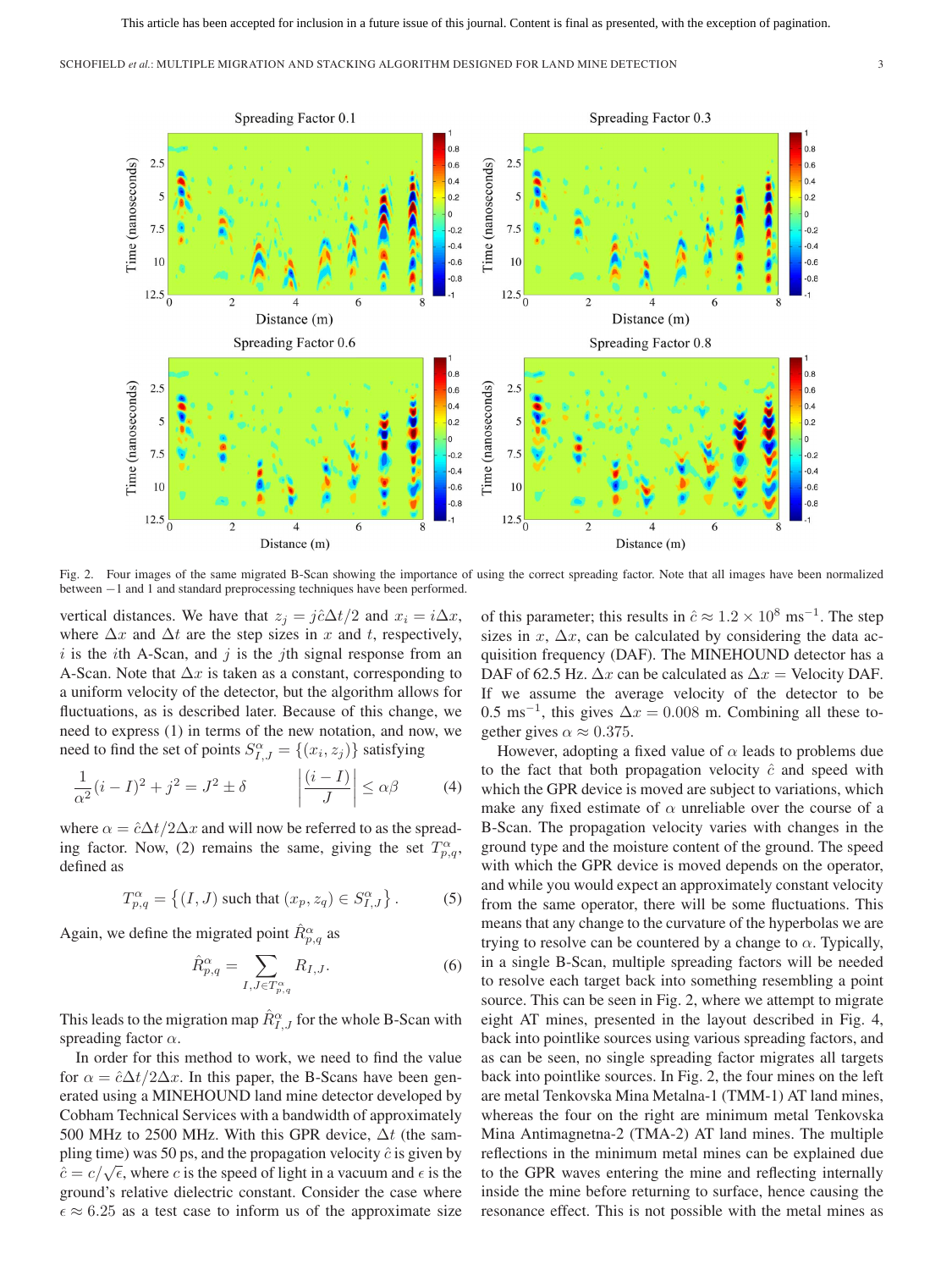Fig. 2. Four images of the same migrated B-Scan showing the importance of using the correct spreading factor. Note that all images have been normalized between −1 and 1 and standard preprocessing techniques have been performed.

vertical distances. We have that $z_j = j\hat{c}\Delta t/2$ and $x_i = i\Delta x$, where $\Delta x$ and $\Delta t$ are the step sizes in $x$ and $t$, respectively, $i$ is the $i$th A-Scan, and $j$ is the $j$th signal response from an A-Scan. Note that $\Delta x$ is taken as a constant, corresponding to a uniform velocity of the detector, but the algorithm allows for fluctuations, as is described later. Because of this change, we need to express (1) in terms of the new notation, and now, we need to find the set of points $S^{\alpha}_{I,J} = \{(x_i, z_j)\}$ satisfying

$$\frac{1}{\alpha^2}(i-I)^2 + j^2 = J^2 \pm \delta \qquad \left|\frac{(i-I)}{J}\right| \leq \alpha\beta \tag{4}$$

where $\alpha = \hat{c}\Delta t/2\Delta x$ and will now be referred to as the spreading factor. Now, (2) remains the same, giving the set $T^{\alpha}_{p,q}$, defined as

$$T^{\alpha}_{p,q} = \left\{(I,J) \text{ such that } (x_p, z_q) \in S^{\alpha}_{I,J}\right\}. \tag{5}$$

Again, we define the migrated point $\hat{R}^{\alpha}_{p,q}$ as

$$\hat{R}^{\alpha}_{p,q} = \sum_{I,J \in T^{\alpha}_{p,q}} R_{I,J}. \tag{6}$$

This leads to the migration map $\hat{R}^{\alpha}_{I,J}$ for the whole B-Scan with spreading factor $\alpha$.

In order for this method to work, we need to find the value for $\alpha = \hat{c}\Delta t/2\Delta x$. In this paper, the B-Scans have been generated using a MINEHOUND land mine detector developed by Cobham Technical Services with a bandwidth of approximately 500 MHz to 2500 MHz. With this GPR device, $\Delta t$ (the sampling time) was 50 ps, and the propagation velocity $\hat{c}$ is given by $\hat{c} = c/\sqrt{\epsilon}$, where $c$ is the speed of light in a vacuum and $\epsilon$ is the ground's relative dielectric constant. Consider the case where $\epsilon \approx 6.25$ as a test case to inform us of the approximate size of this parameter; this results in $\hat{c} \approx 1.2 \times 10^8$ ms$^{-1}$. The step sizes in $x$, $\Delta x$, can be calculated by considering the data acquisition frequency (DAF). The MINEHOUND detector has a DAF of 62.5 Hz. $\Delta x$ can be calculated as $\Delta x =$ Velocity DAF. If we assume the average velocity of the detector to be 0.5 ms$^{-1}$, this gives $\Delta x = 0.008$ m. Combining all these together gives $\alpha \approx 0.375$.

However, adopting a fixed value of $\alpha$ leads to problems due to the fact that both propagation velocity $\hat{c}$ and speed with which the GPR device is moved are subject to variations, which make any fixed estimate of $\alpha$ unreliable over the course of a B-Scan. The propagation velocity varies with changes in the ground type and the moisture content of the ground. The speed with which the GPR device is moved depends on the operator, and while you would expect an approximately constant velocity from the same operator, there will be some fluctuations. This means that any change to the curvature of the hyperbolas we are trying to resolve can be countered by a change to $\alpha$. Typically, in a single B-Scan, multiple spreading factors will be needed to resolve each target back into something resembling a point source. This can be seen in Fig. 2, where we attempt to migrate eight AT mines, presented in the layout described in Fig. 4, back into pointlike sources using various spreading factors, and as can be seen, no single spreading factor migrates all targets back into pointlike sources. In Fig. 2, the four mines on the left are metal Tenkovska Mina Metalna-1 (TMM-1) AT land mines, whereas the four on the right are minimum metal Tenkovska Mina Antimagnetna-2 (TMA-2) AT land mines. The multiple reflections in the minimum metal mines can be explained due to the GPR waves entering the mine and reflecting internally inside the mine before returning to surface, hence causing the resonance effect. This is not possible with the metal mines as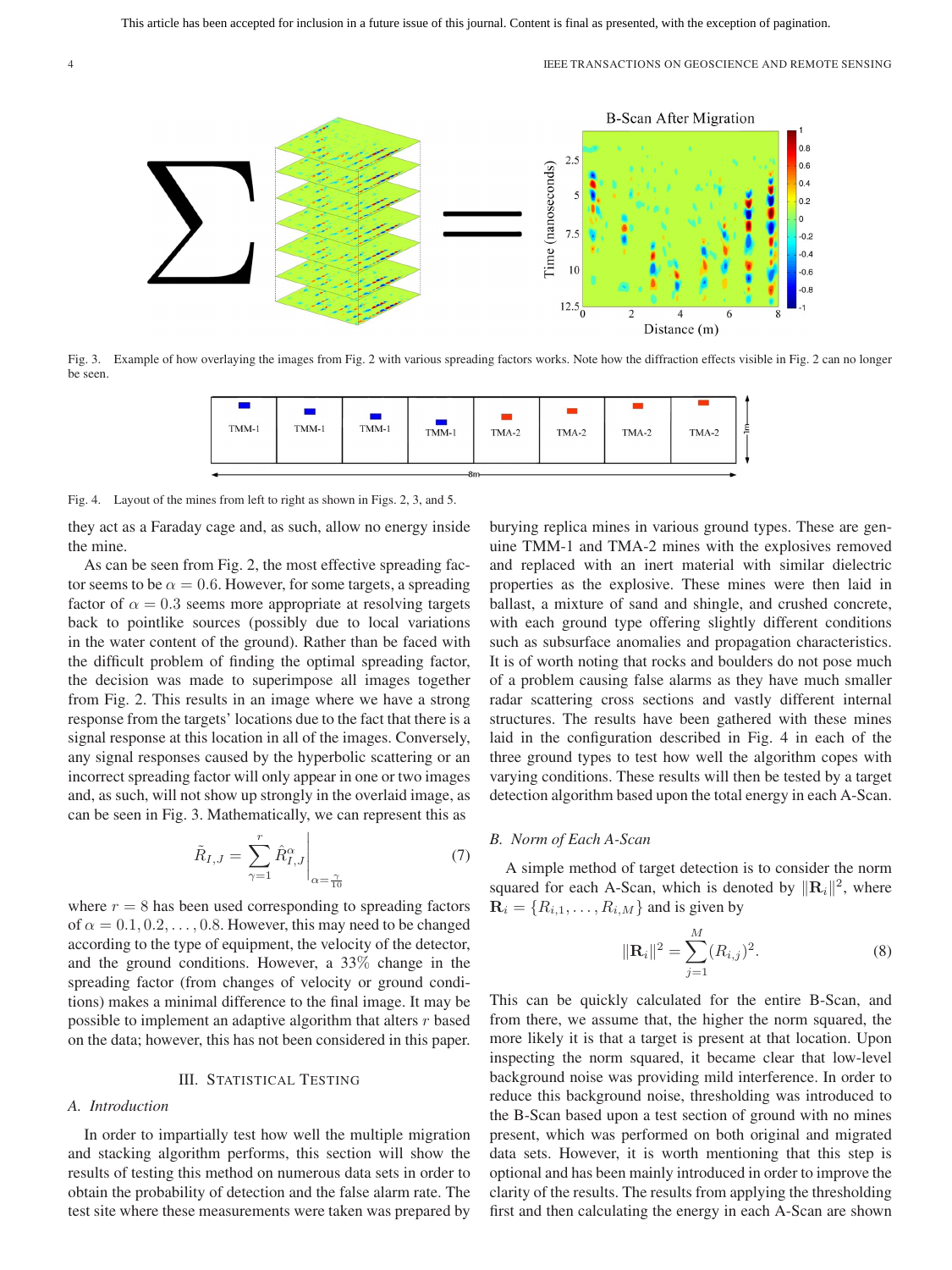Fig. 3. Example of how overlaying the images from Fig. 2 with various spreading factors works. Note how the diffraction effects visible in Fig. 2 can no longer be seen.

Fig. 4. Layout of the mines from left to right as shown in Figs. 2, 3, and 5.

they act as a Faraday cage and, as such, allow no energy inside the mine.

As can be seen from Fig. 2, the most effective spreading factor seems to be $\alpha = 0.6$. However, for some targets, a spreading factor of $\alpha = 0.3$ seems more appropriate at resolving targets back to pointlike sources (possibly due to local variations in the water content of the ground). Rather than be faced with the difficult problem of finding the optimal spreading factor, the decision was made to superimpose all images together from Fig. 2. This results in an image where we have a strong response from the targets' locations due to the fact that there is a signal response at this location in all of the images. Conversely, any signal responses caused by the hyperbolic scattering or an incorrect spreading factor will only appear in one or two images and, as such, will not show up strongly in the overlaid image, as can be seen in Fig. 3. Mathematically, we can represent this as

$$\tilde{R}_{I,J} = \sum_{\gamma=1}^{r} \hat{R}_{I,J}^{\alpha} \Big|_{\alpha=\frac{\gamma}{10}} \tag{7}$$

where $r = 8$ has been used corresponding to spreading factors of $\alpha = 0.1, 0.2, \ldots, 0.8$. However, this may need to be changed according to the type of equipment, the velocity of the detector, and the ground conditions. However, a 33% change in the spreading factor (from changes of velocity or ground conditions) makes a minimal difference to the final image. It may be possible to implement an adaptive algorithm that alters $r$ based on the data; however, this has not been considered in this paper.

## III. Statistical Testing

### A. Introduction

In order to impartially test how well the multiple migration and stacking algorithm performs, this section will show the results of testing this method on numerous data sets in order to obtain the probability of detection and the false alarm rate. The test site where these measurements were taken was prepared by burying replica mines in various ground types. These are genuine TMM-1 and TMA-2 mines with the explosives removed and replaced with an inert material with similar dielectric properties as the explosive. These mines were then laid in ballast, a mixture of sand and shingle, and crushed concrete, with each ground type offering slightly different conditions such as subsurface anomalies and propagation characteristics. It is of worth noting that rocks and boulders do not pose much of a problem causing false alarms as they have much smaller radar scattering cross sections and vastly different internal structures. The results have been gathered with these mines laid in the configuration described in Fig. 4 in each of the three ground types to test how well the algorithm copes with varying conditions. These results will then be tested by a target detection algorithm based upon the total energy in each A-Scan.

### B. Norm of Each A-Scan

A simple method of target detection is to consider the norm squared for each A-Scan, which is denoted by $\|\mathbf{R}_i\|^2$, where $\mathbf{R}_i = \{R_{i,1}, \ldots, R_{i,M}\}$ and is given by

$$\|\mathbf{R}_i\|^2 = \sum_{j=1}^{M} (R_{i,j})^2. \tag{8}$$

This can be quickly calculated for the entire B-Scan, and from there, we assume that, the higher the norm squared, the more likely it is that a target is present at that location. Upon inspecting the norm squared, it became clear that low-level background noise was providing mild interference. In order to reduce this background noise, thresholding was introduced to the B-Scan based upon a test section of ground with no mines present, which was performed on both original and migrated data sets. However, it is worth mentioning that this step is optional and has been mainly introduced in order to improve the clarity of the results. The results from applying the thresholding first and then calculating the energy in each A-Scan are shown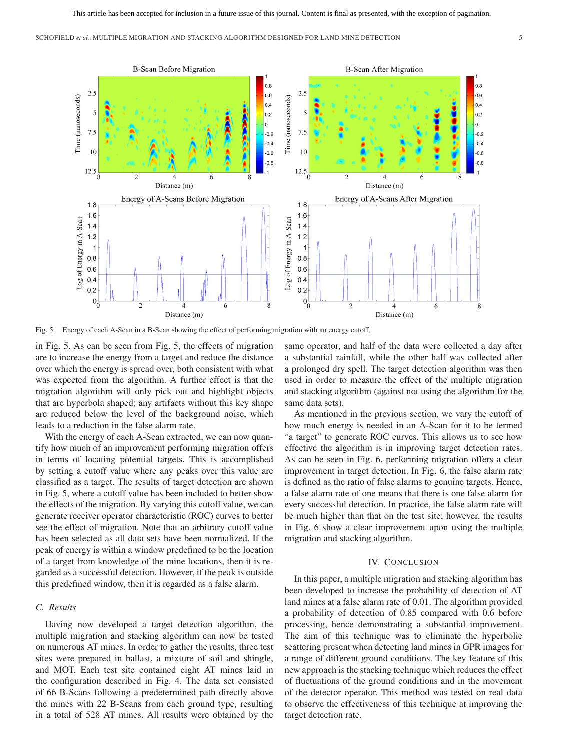Fig. 5. Energy of each A-Scan in a B-Scan showing the effect of performing migration with an energy cutoff.

in Fig. 5. As can be seen from Fig. 5, the effects of migration are to increase the energy from a target and reduce the distance over which the energy is spread over, both consistent with what was expected from the algorithm. A further effect is that the migration algorithm will only pick out and highlight objects that are hyperbola shaped; any artifacts without this key shape are reduced below the level of the background noise, which leads to a reduction in the false alarm rate.

With the energy of each A-Scan extracted, we can now quantify how much of an improvement performing migration offers in terms of locating potential targets. This is accomplished by setting a cutoff value where any peaks over this value are classified as a target. The results of target detection are shown in Fig. 5, where a cutoff value has been included to better show the effects of the migration. By varying this cutoff value, we can generate receiver operator characteristic (ROC) curves to better see the effect of migration. Note that an arbitrary cutoff value has been selected as all data sets have been normalized. If the peak of energy is within a window predefined to be the location of a target from knowledge of the mine locations, then it is regarded as a successful detection. However, if the peak is outside this predefined window, then it is regarded as a false alarm.

### C. Results

Having now developed a target detection algorithm, the multiple migration and stacking algorithm can now be tested on numerous AT mines. In order to gather the results, three test sites were prepared in ballast, a mixture of soil and shingle, and MOT. Each test site contained eight AT mines laid in the configuration described in Fig. 4. The data set consisted of 66 B-Scans following a predetermined path directly above the mines with 22 B-Scans from each ground type, resulting in a total of 528 AT mines. All results were obtained by the same operator, and half of the data were collected a day after a substantial rainfall, while the other half was collected after a prolonged dry spell. The target detection algorithm was then used in order to measure the effect of the multiple migration and stacking algorithm (against not using the algorithm for the same data sets).

As mentioned in the previous section, we vary the cutoff of how much energy is needed in an A-Scan for it to be termed "a target" to generate ROC curves. This allows us to see how effective the algorithm is in improving target detection rates. As can be seen in Fig. 6, performing migration offers a clear improvement in target detection. In Fig. 6, the false alarm rate is defined as the ratio of false alarms to genuine targets. Hence, a false alarm rate of one means that there is one false alarm for every successful detection. In practice, the false alarm rate will be much higher than that on the test site; however, the results in Fig. 6 show a clear improvement upon using the multiple migration and stacking algorithm.

## IV. Conclusion

In this paper, a multiple migration and stacking algorithm has been developed to increase the probability of detection of AT land mines at a false alarm rate of 0.01. The algorithm provided a probability of detection of 0.85 compared with 0.6 before processing, hence demonstrating a substantial improvement. The aim of this technique was to eliminate the hyperbolic scattering present when detecting land mines in GPR images for a range of different ground conditions. The key feature of this new approach is the stacking technique which reduces the effect of fluctuations of the ground conditions and in the movement of the detector operator. This method was tested on real data to observe the effectiveness of this technique at improving the target detection rate.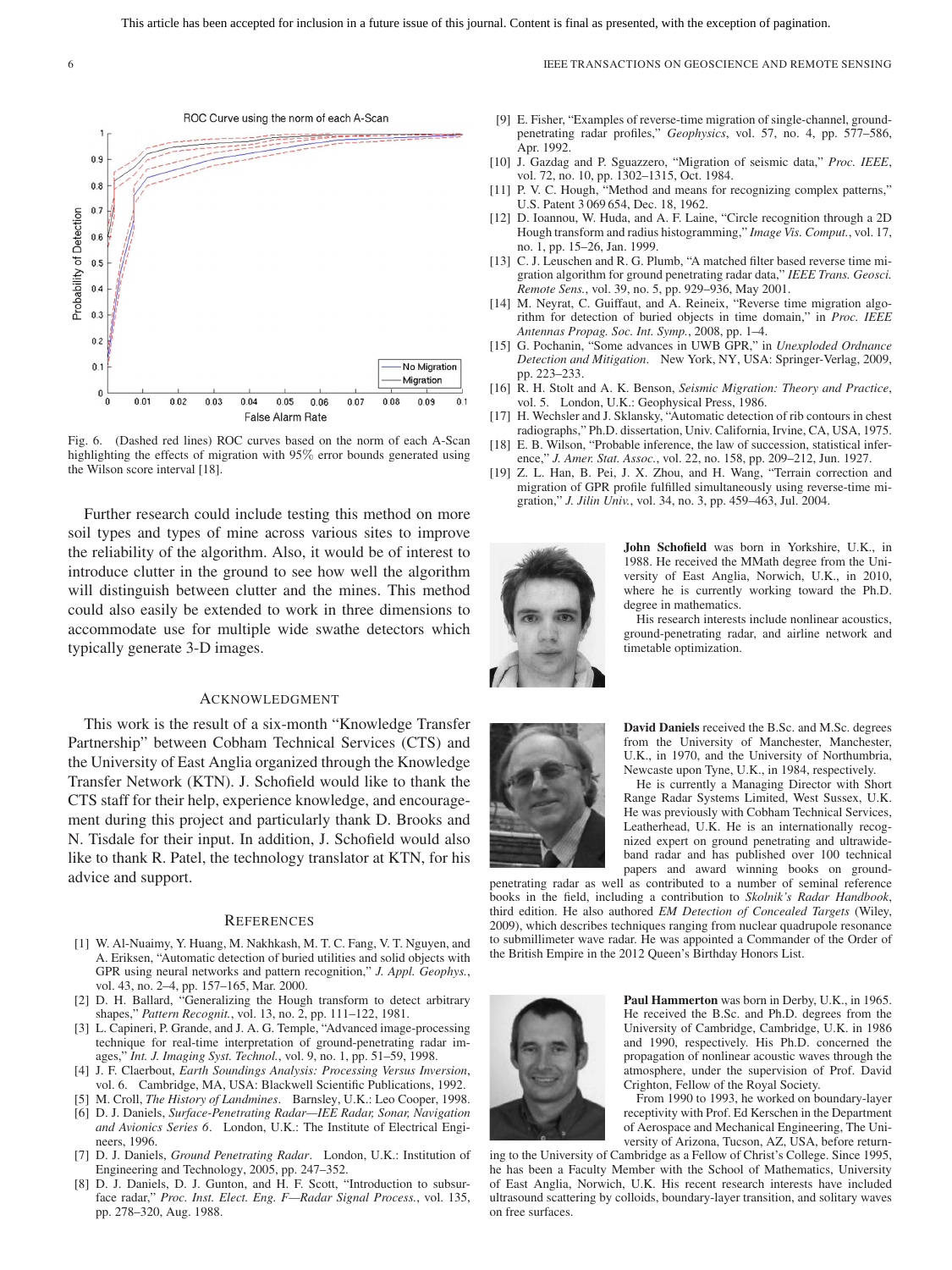ROC Curve using the norm of each A-Scan

Probability of Detection

False Alarm Rate

1
0.9
0.8
0.7
0.6
0.5
0.4
0.3
0.2
0.1
0

0 0.01 0.02 0.03 0.04 0.05 0.06 0.07 0.08 0.09 0.1

No Migration
Migration

Fig. 6. (Dashed red lines) ROC curves based on the norm of each A-Scan highlighting the effects of migration with 95% error bounds generated using the Wilson score interval [18].

Further research could include testing this method on more soil types and types of mine across various sites to improve the reliability of the algorithm. Also, it would be of interest to introduce clutter in the ground to see how well the algorithm will distinguish between clutter and the mines. This method could also easily be extended to work in three dimensions to accommodate use for multiple wide swathe detectors which typically generate 3-D images.

## Acknowledgment

This work is the result of a six-month "Knowledge Transfer Partnership" between Cobham Technical Services (CTS) and the University of East Anglia organized through the Knowledge Transfer Network (KTN). J. Schofield would like to thank the CTS staff for their help, experience knowledge, and encouragement during this project and particularly thank D. Brooks and N. Tisdale for their input. In addition, J. Schofield would also like to thank R. Patel, the technology translator at KTN, for his advice and support.

## References

[1] W. Al-Nuaimy, Y. Huang, M. Nakhkash, M. T. C. Fang, V. T. Nguyen, and A. Eriksen, "Automatic detection of buried utilities and solid objects with GPR using neural networks and pattern recognition," *J. Appl. Geophys.*, vol. 43, no. 2–4, pp. 157–165, Mar. 2000.

[2] D. H. Ballard, "Generalizing the Hough transform to detect arbitrary shapes," *Pattern Recognit.*, vol. 13, no. 2, pp. 111–122, 1981.

[3] L. Capineri, P. Grande, and J. A. G. Temple, "Advanced image-processing technique for real-time interpretation of ground-penetrating radar images," *Int. J. Imaging Syst. Technol.*, vol. 9, no. 1, pp. 51–59, 1998.

[4] J. F. Claerbout, *Earth Soundings Analysis: Processing Versus Inversion*, vol. 6. Cambridge, MA, USA: Blackwell Scientific Publications, 1992.

[5] M. Croll, *The History of Landmines*. Barnsley, U.K.: Leo Cooper, 1998.

[6] D. J. Daniels, *Surface-Penetrating Radar—IEE Radar, Sonar, Navigation and Avionics Series 6*. London, U.K.: The Institute of Electrical Engineers, 1996.

[7] D. J. Daniels, *Ground Penetrating Radar*. London, U.K.: Institution of Engineering and Technology, 2005, pp. 247–352.

[8] D. J. Daniels, D. J. Gunton, and H. F. Scott, "Introduction to subsurface radar," *Proc. Inst. Elect. Eng. F—Radar Signal Process.*, vol. 135, pp. 278–320, Aug. 1988.

[9] E. Fisher, "Examples of reverse-time migration of single-channel, ground-penetrating radar profiles," *Geophysics*, vol. 57, no. 4, pp. 577–586, Apr. 1992.

[10] J. Gazdag and P. Sguazzero, "Migration of seismic data," *Proc. IEEE*, vol. 72, no. 10, pp. 1302–1315, Oct. 1984.

[11] P. V. C. Hough, "Method and means for recognizing complex patterns," U.S. Patent 3 069 654, Dec. 18, 1962.

[12] D. Ioannou, W. Huda, and A. F. Laine, "Circle recognition through a 2D Hough transform and radius histogramming," *Image Vis. Comput.*, vol. 17, no. 1, pp. 15–26, Jan. 1999.

[13] C. J. Leuschen and R. G. Plumb, "A matched filter based reverse time migration algorithm for ground penetrating radar data," *IEEE Trans. Geosci. Remote Sens.*, vol. 39, no. 5, pp. 929–936, May 2001.

[14] M. Neyrat, C. Guiffaut, and A. Reineix, "Reverse time migration algorithm for detection of buried objects in time domain," in *Proc. IEEE Antennas Propag. Soc. Int. Symp.*, 2008, pp. 1–4.

[15] G. Pochanin, "Some advances in UWB GPR," in *Unexploded Ordnance Detection and Mitigation*. New York, NY, USA: Springer-Verlag, 2009, pp. 223–233.

[16] R. H. Stolt and A. K. Benson, *Seismic Migration: Theory and Practice*, vol. 5. London, U.K.: Geophysical Press, 1986.

[17] H. Wechsler and J. Sklansky, "Automatic detection of rib contours in chest radiographs," Ph.D. dissertation, Univ. California, Irvine, CA, USA, 1975.

[18] E. B. Wilson, "Probable inference, the law of succession, and statistical inference," *J. Amer. Stat. Assoc.*, vol. 22, no. 158, pp. 209–212, Jun. 1927.

[19] Z. L. Han, B. Pei, J. X. Zhou, and H. Wang, "Terrain correction and migration of GPR profile fulfilled simultaneously using reverse-time migration," *J. Jilin Univ.*, vol. 34, no. 3, pp. 459–463, Jul. 2004.

**John Schofield** was born in Yorkshire, U.K., in 1988. He received the MMath degree from the University of East Anglia, Norwich, U.K., in 2010, where he is currently working toward the Ph.D. degree in mathematics.

His research interests include nonlinear acoustics, ground-penetrating radar, and airline network and timetable optimization.

**David Daniels** received the B.Sc. and M.Sc. degrees from the University of Manchester, Manchester, U.K., in 1970, and the University of Northumbria, Newcaste upon Tyne, U.K., in 1984, respectively.

He is currently a Managing Director with Short Range Radar Systems Limited, West Sussex, U.K. He was previously with Cobham Technical Services, Leatherhead, U.K. He is an internationally recognized expert on ground penetrating and ultrawideband radar and has published over 100 technical papers and award winning books on ground-penetrating radar as well as contributed to a number of seminal reference books in the field, including a contribution to *Skolnik's Radar Handbook*, third edition. He also authored *EM Detection of Concealed Targets* (Wiley, 2009), which describes techniques ranging from nuclear quadrupole resonance to submillimeter wave radar. He was appointed a Commander of the Order of the British Empire in the 2012 Queen's Birthday Honors List.

**Paul Hammerton** was born in Derby, U.K., in 1965. He received the B.Sc. and Ph.D. degrees from the University of Cambridge, Cambridge, U.K. in 1986 and 1990, respectively. His Ph.D. concerned the propagation of nonlinear acoustic waves through the atmosphere, under the supervision of Prof. David Crighton, Fellow of the Royal Society.

From 1990 to 1993, he worked on boundary-layer receptivity with Prof. Ed Kerschen in the Department of Aerospace and Mechanical Engineering, The University of Arizona, Tucson, AZ, USA, before returning to the University of Cambridge as a Fellow of Christ's College. Since 1995, he has been a Faculty Member with the School of Mathematics, University of East Anglia, Norwich, U.K. His recent research interests have included ultrasound scattering by colloids, boundary-layer transition, and solitary waves on free surfaces.